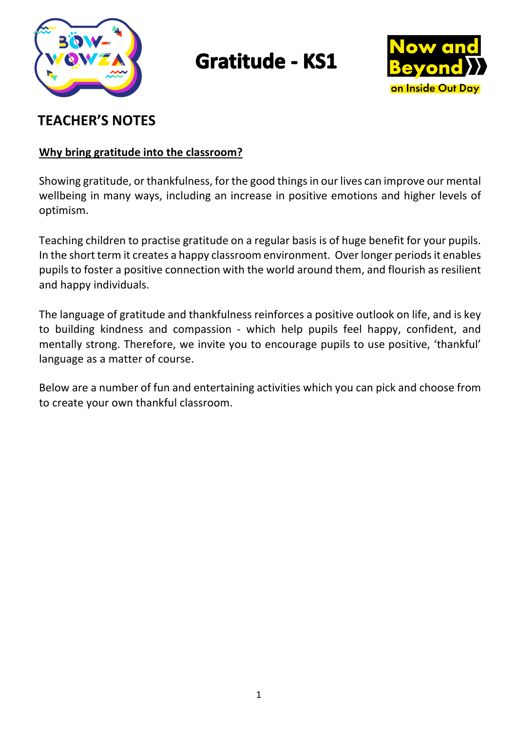# Gratitude - KS1

## TEACHER'S NOTES

**Why bring gratitude into the classroom?**

Showing gratitude, or thankfulness, for the good things in our lives can improve our mental wellbeing in many ways, including an increase in positive emotions and higher levels of optimism.

Teaching children to practise gratitude on a regular basis is of huge benefit for your pupils. In the short term it creates a happy classroom environment. Over longer periods it enables pupils to foster a positive connection with the world around them, and flourish as resilient and happy individuals.

The language of gratitude and thankfulness reinforces a positive outlook on life, and is key to building kindness and compassion - which help pupils feel happy, confident, and mentally strong. Therefore, we invite you to encourage pupils to use positive, 'thankful' language as a matter of course.

Below are a number of fun and entertaining activities which you can pick and choose from to create your own thankful classroom.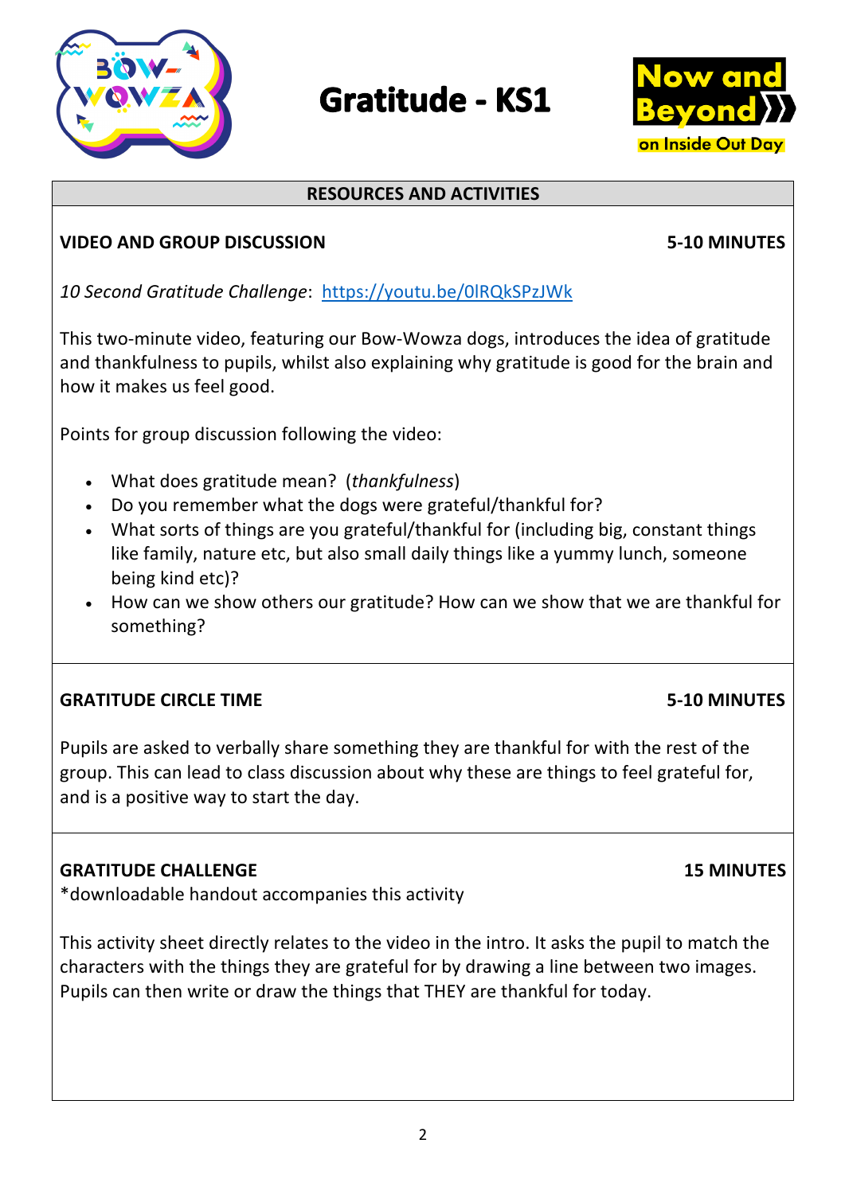# Gratitude - KS1

**RESOURCES AND ACTIVITIES**

**VIDEO AND GROUP DISCUSSION** **5-10 MINUTES**

*10 Second Gratitude Challenge*: https://youtu.be/0lRQkSPzJWk

This two-minute video, featuring our Bow-Wowza dogs, introduces the idea of gratitude and thankfulness to pupils, whilst also explaining why gratitude is good for the brain and how it makes us feel good.

Points for group discussion following the video:

- What does gratitude mean? (*thankfulness*)
- Do you remember what the dogs were grateful/thankful for?
- What sorts of things are you grateful/thankful for (including big, constant things like family, nature etc, but also small daily things like a yummy lunch, someone being kind etc)?
- How can we show others our gratitude? How can we show that we are thankful for something?

**GRATITUDE CIRCLE TIME** **5-10 MINUTES**

Pupils are asked to verbally share something they are thankful for with the rest of the group. This can lead to class discussion about why these are things to feel grateful for, and is a positive way to start the day.

**GRATITUDE CHALLENGE** **15 MINUTES**
*downloadable handout accompanies this activity

This activity sheet directly relates to the video in the intro. It asks the pupil to match the characters with the things they are grateful for by drawing a line between two images. Pupils can then write or draw the things that THEY are thankful for today.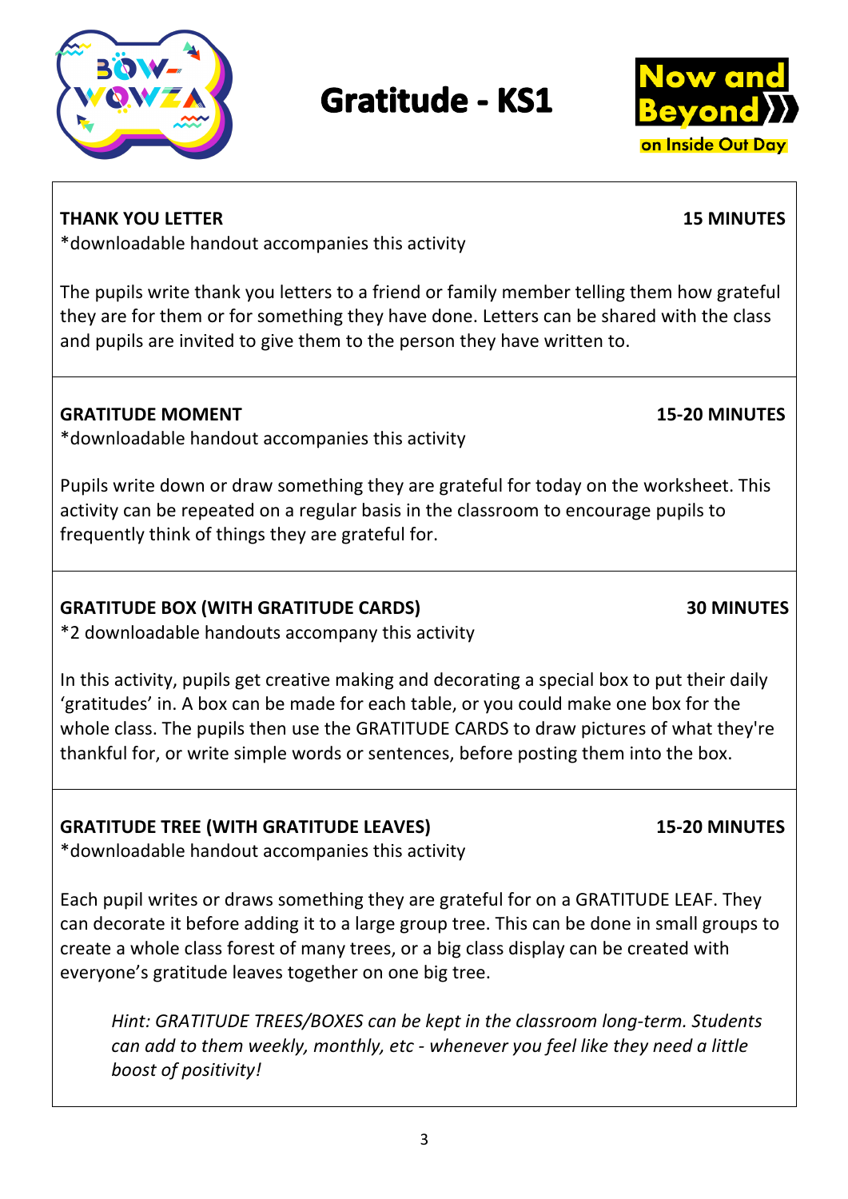# Gratitude - KS1

**THANK YOU LETTER** **15 MINUTES**

*downloadable handout accompanies this activity

The pupils write thank you letters to a friend or family member telling them how grateful they are for them or for something they have done. Letters can be shared with the class and pupils are invited to give them to the person they have written to.

---

**GRATITUDE MOMENT** **15-20 MINUTES**

*downloadable handout accompanies this activity

Pupils write down or draw something they are grateful for today on the worksheet. This activity can be repeated on a regular basis in the classroom to encourage pupils to frequently think of things they are grateful for.

---

**GRATITUDE BOX (WITH GRATITUDE CARDS)** **30 MINUTES**

*2 downloadable handouts accompany this activity

In this activity, pupils get creative making and decorating a special box to put their daily 'gratitudes' in. A box can be made for each table, or you could make one box for the whole class. The pupils then use the GRATITUDE CARDS to draw pictures of what they're thankful for, or write simple words or sentences, before posting them into the box.

---

**GRATITUDE TREE (WITH GRATITUDE LEAVES)** **15-20 MINUTES**

*downloadable handout accompanies this activity

Each pupil writes or draws something they are grateful for on a GRATITUDE LEAF. They can decorate it before adding it to a large group tree. This can be done in small groups to create a whole class forest of many trees, or a big class display can be created with everyone's gratitude leaves together on one big tree.

> *Hint: GRATITUDE TREES/BOXES can be kept in the classroom long-term. Students can add to them weekly, monthly, etc - whenever you feel like they need a little boost of positivity!*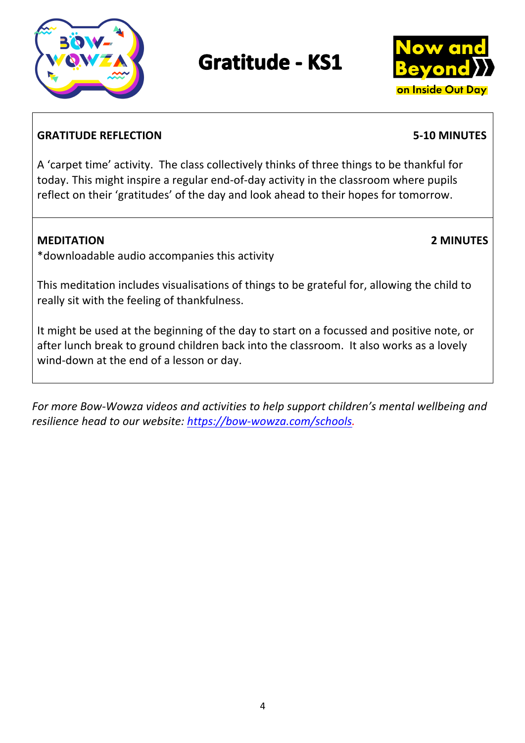# Gratitude - KS1

Now and Beyond on Inside Out Day

**GRATITUDE REFLECTION** **5-10 MINUTES**

A 'carpet time' activity. The class collectively thinks of three things to be thankful for today. This might inspire a regular end-of-day activity in the classroom where pupils reflect on their 'gratitudes' of the day and look ahead to their hopes for tomorrow.

**MEDITATION** **2 MINUTES**

*downloadable audio accompanies this activity

This meditation includes visualisations of things to be grateful for, allowing the child to really sit with the feeling of thankfulness.

It might be used at the beginning of the day to start on a focussed and positive note, or after lunch break to ground children back into the classroom. It also works as a lovely wind-down at the end of a lesson or day.

*For more Bow-Wowza videos and activities to help support children's mental wellbeing and resilience head to our website: [https://bow-wowza.com/schools](https://bow-wowza.com/schools).*